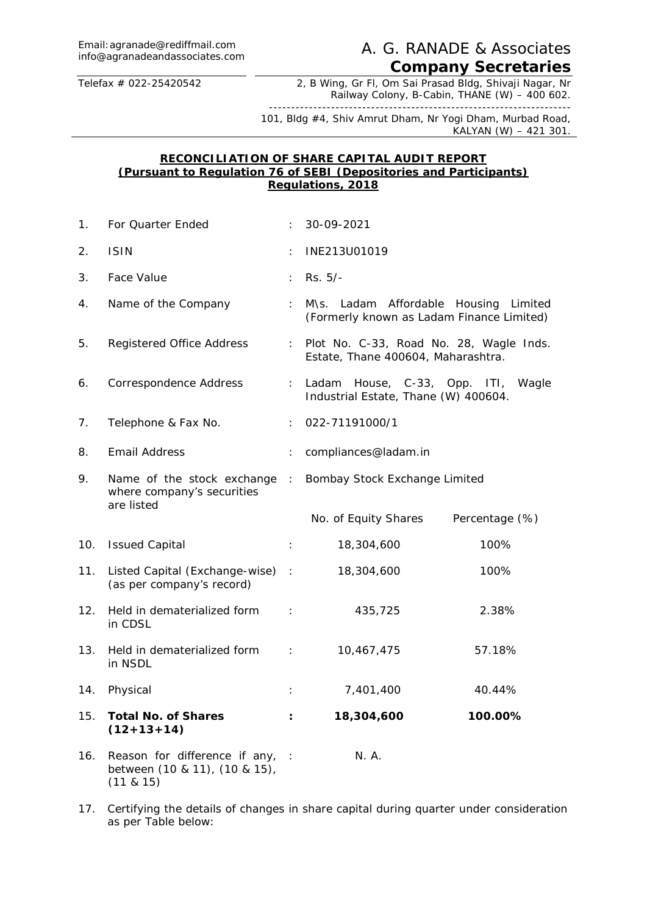Email: agranade@rediffmail.com
info@agranadeandassociates.com

Telefax # 022-25420542

# A. G. RANADE & Associates
## Company Secretaries

2, B Wing, Gr Fl, Om Sai Prasad Bldg, Shivaji Nagar, Nr Railway Colony, B-Cabin, THANE (W) – 400 602.

101, Bldg #4, Shiv Amrut Dham, Nr Yogi Dham, Murbad Road, KALYAN (W) – 421 301.

**RECONCILIATION OF SHARE CAPITAL AUDIT REPORT**
**(Pursuant to Regulation 76 of SEBI (Depositories and Participants) Regulations, 2018**

| | | | | |
|---|---|---|---|---|
| 1. | For Quarter Ended | : | 30-09-2021 | |
| 2. | ISIN | : | INE213U01019 | |
| 3. | Face Value | : | Rs. 5/- | |
| 4. | Name of the Company | : | M\s. Ladam Affordable Housing Limited (Formerly known as Ladam Finance Limited) | |
| 5. | Registered Office Address | : | Plot No. C-33, Road No. 28, Wagle Inds. Estate, Thane 400604, Maharashtra. | |
| 6. | Correspondence Address | : | Ladam House, C-33, Opp. ITI, Wagle Industrial Estate, Thane (W) 400604. | |
| 7. | Telephone & Fax No. | : | 022-71191000/1 | |
| 8. | Email Address | : | compliances@ladam.in | |
| 9. | Name of the stock exchange where company's securities are listed | : | Bombay Stock Exchange Limited | |
| | | | No. of Equity Shares | Percentage (%) |
| 10. | Issued Capital | : | 18,304,600 | 100% |
| 11. | Listed Capital (Exchange-wise) (as per company's record) | : | 18,304,600 | 100% |
| 12. | Held in dematerialized form in CDSL | : | 435,725 | 2.38% |
| 13. | Held in dematerialized form in NSDL | : | 10,467,475 | 57.18% |
| 14. | Physical | : | 7,401,400 | 40.44% |
| 15. | **Total No. of Shares (12+13+14)** | **:** | **18,304,600** | **100.00%** |
| 16. | Reason for difference if any, between (10 & 11), (10 & 15), (11 & 15) | : | N. A. | |

17. Certifying the details of changes in share capital during quarter under consideration as per Table below: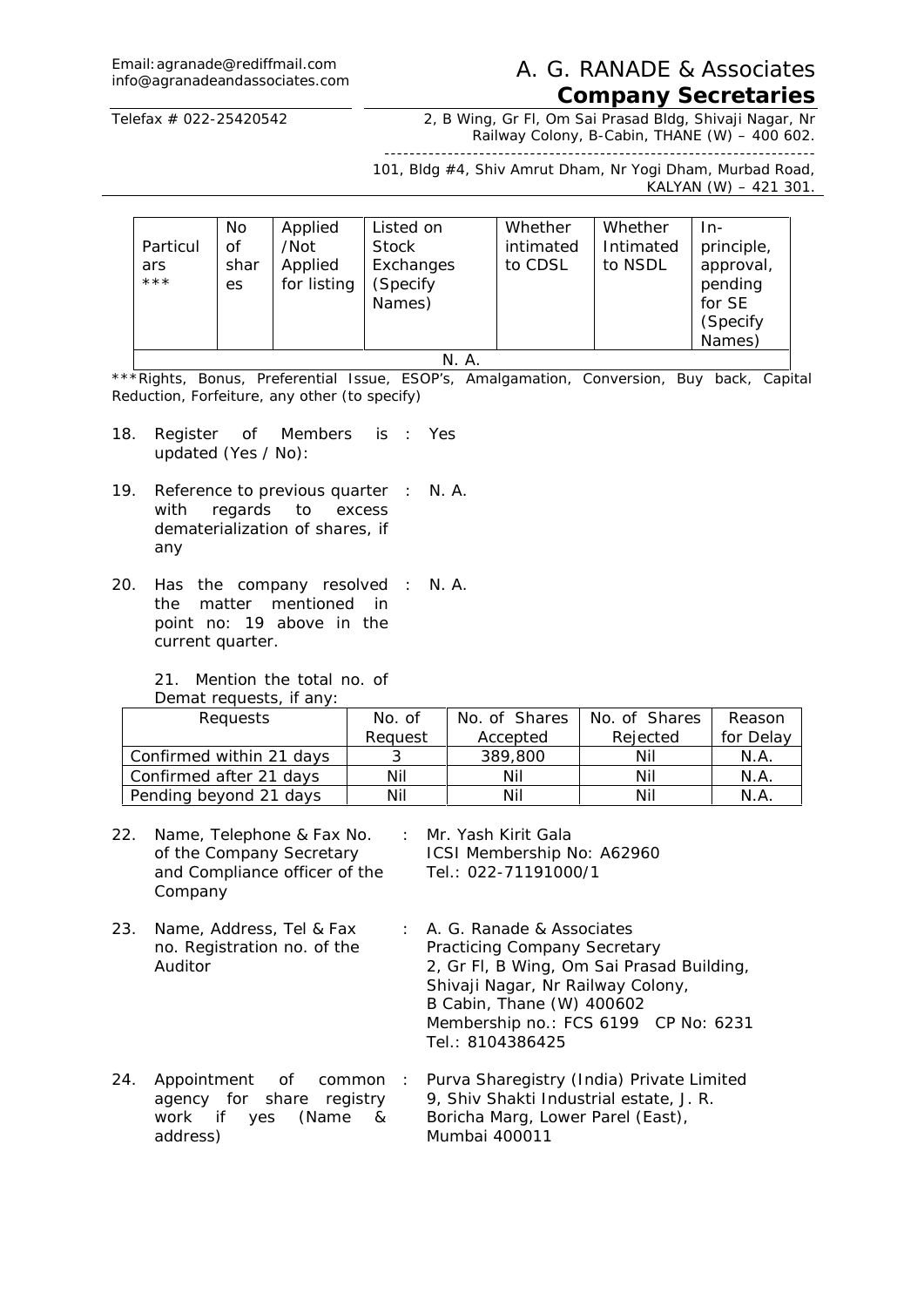Email: agranade@rediffmail.com
info@agranadeandassociates.com

# A. G. RANADE & Associates
## Company Secretaries

Telefax # 022-25420542

2, B Wing, Gr Fl, Om Sai Prasad Bldg, Shivaji Nagar, Nr Railway Colony, B-Cabin, THANE (W) – 400 602.

101, Bldg #4, Shiv Amrut Dham, Nr Yogi Dham, Murbad Road, KALYAN (W) – 421 301.

| Particulars *** | No of shares | Applied /Not Applied for listing | Listed on Stock Exchanges (Specify Names) | Whether intimated to CDSL | Whether Intimated to NSDL | In-principle, approval, pending for SE (Specify Names) |
|---|---|---|---|---|---|---|
| | | | N. A. | | | |

***Rights, Bonus, Preferential Issue, ESOP's, Amalgamation, Conversion, Buy back, Capital Reduction, Forfeiture, any other (to specify)

18. Register of Members is updated (Yes / No): : Yes

19. Reference to previous quarter with regards to excess dematerialization of shares, if any : N. A.

20. Has the company resolved the matter mentioned in point no: 19 above in the current quarter. : N. A.

21. Mention the total no. of Demat requests, if any:

| Requests | No. of Request | No. of Shares Accepted | No. of Shares Rejected | Reason for Delay |
|---|---|---|---|---|
| Confirmed within 21 days | 3 | 389,800 | Nil | N.A. |
| Confirmed after 21 days | Nil | Nil | Nil | N.A. |
| Pending beyond 21 days | Nil | Nil | Nil | N.A. |

22. Name, Telephone & Fax No. of the Company Secretary and Compliance officer of the Company : Mr. Yash Kirit Gala
ICSI Membership No: A62960
Tel.: 022-71191000/1

23. Name, Address, Tel & Fax no. Registration no. of the Auditor : A. G. Ranade & Associates
Practicing Company Secretary
2, Gr Fl, B Wing, Om Sai Prasad Building,
Shivaji Nagar, Nr Railway Colony,
B Cabin, Thane (W) 400602
Membership no.: FCS 6199 CP No: 6231
Tel.: 8104386425

24. Appointment of common agency for share registry work if yes (Name & address) : Purva Sharegistry (India) Private Limited
9, Shiv Shakti Industrial estate, J. R. Boricha Marg, Lower Parel (East),
Mumbai 400011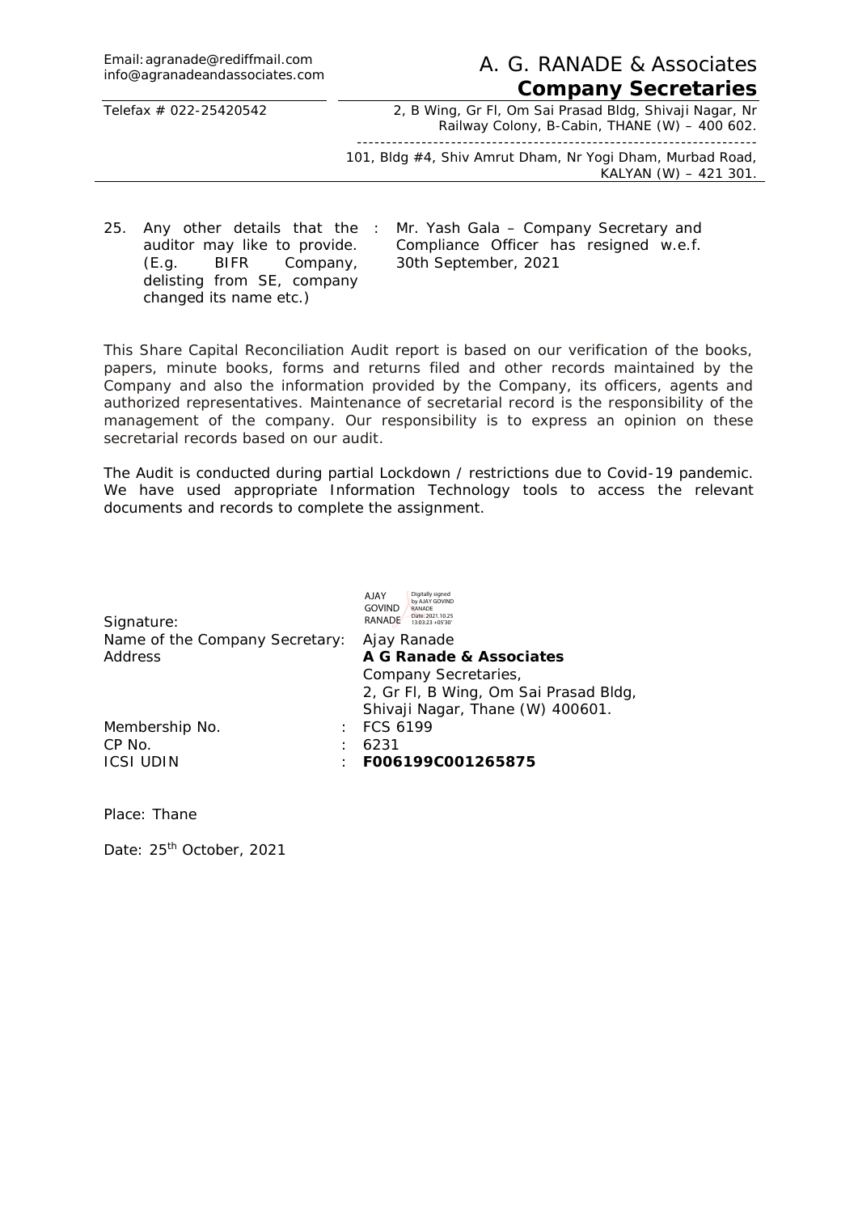Email: agranade@rediffmail.com
info@agranadeandassociates.com

# A. G. RANADE & Associates
## Company Secretaries

Telefax # 022-25420542

2, B Wing, Gr Fl, Om Sai Prasad Bldg, Shivaji Nagar, Nr Railway Colony, B-Cabin, THANE (W) – 400 602.

101, Bldg #4, Shiv Amrut Dham, Nr Yogi Dham, Murbad Road, KALYAN (W) – 421 301.

| | | | |
|---|---|---|---|
| 25. | Any other details that the auditor may like to provide. (E.g. BIFR Company, delisting from SE, company changed its name etc.) | : | Mr. Yash Gala – Company Secretary and Compliance Officer has resigned w.e.f. 30th September, 2021 |

This Share Capital Reconciliation Audit report is based on our verification of the books, papers, minute books, forms and returns filed and other records maintained by the Company and also the information provided by the Company, its officers, agents and authorized representatives. Maintenance of secretarial record is the responsibility of the management of the company. Our responsibility is to express an opinion on these secretarial records based on our audit.

The Audit is conducted during partial Lockdown / restrictions due to Covid-19 pandemic. We have used appropriate Information Technology tools to access the relevant documents and records to complete the assignment.

Signature: AJAY GOVIND RANADE (Digitally signed by AJAY GOVIND RANADE Date: 2021.10.25 13:03:23 +05'30')

Name of the Company Secretary: Ajay Ranade

Address: **A G Ranade & Associates**
Company Secretaries,
2, Gr Fl, B Wing, Om Sai Prasad Bldg,
Shivaji Nagar, Thane (W) 400601.

Membership No. : FCS 6199

CP No. : 6231

ICSI UDIN : **F006199C001265875**

Place: Thane

Date: 25th October, 2021